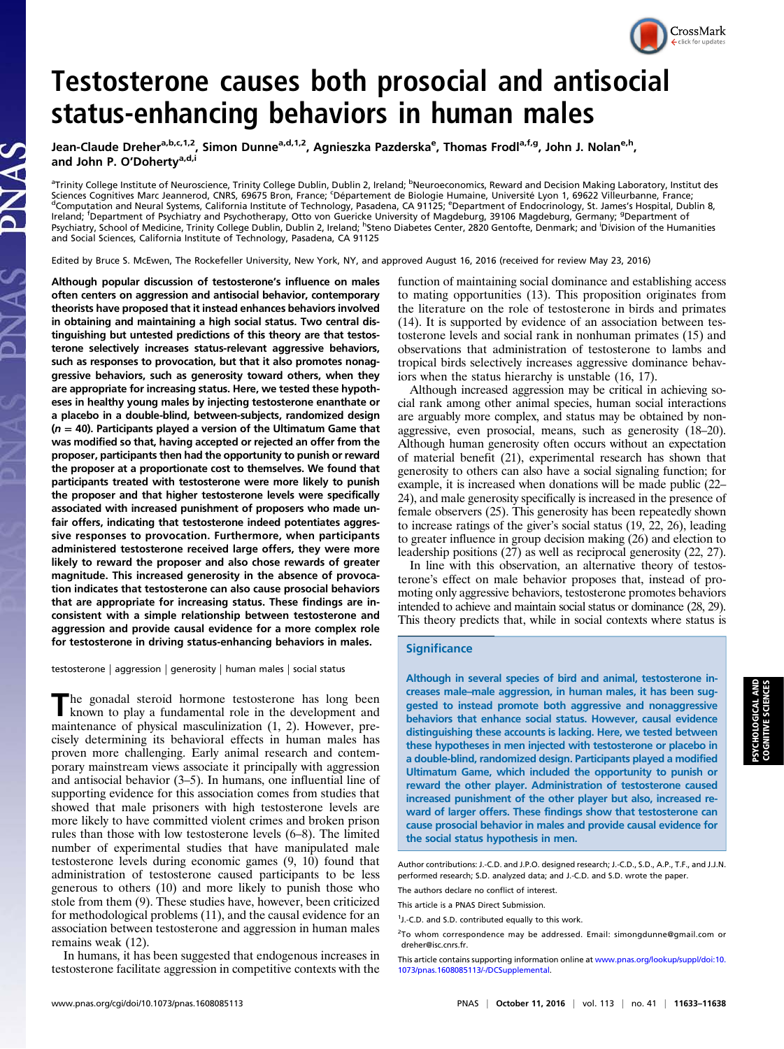# Testosterone causes both prosocial and antisocial status-enhancing behaviors in human males

Jean-Claude Dreher[a,b,c,1,2], Simon Dunne[a,d,1,2], Agnieszka Pazderska[e], Thomas Frodl[a,f,g], John J. Nolan[e,h], and John P. O'Doherty[a,d,i]

[a]Trinity College Institute of Neuroscience, Trinity College Dublin, Dublin 2, Ireland; [b]Neuroeconomics, Reward and Decision Making Laboratory, Institut des Sciences Cognitives Marc Jeannerod, CNRS, 69675 Bron, France; [c]Département de Biologie Humaine, Université Lyon 1, 69622 Villeurbanne, France; [d]Computation and Neural Systems, California Institute of Technology, Pasadena, CA 91125; [e]Department of Endocrinology, St. James's Hospital, Dublin 8, Ireland; [f]Department of Psychiatry and Psychotherapy, Otto von Guericke University of Magdeburg, 39106 Magdeburg, Germany; [g]Department of Psychiatry, School of Medicine, Trinity College Dublin, Dublin 2, Ireland; [h]Steno Diabetes Center, 2820 Gentofte, Denmark; and [i]Division of the Humanities and Social Sciences, California Institute of Technology, Pasadena, CA 91125

Edited by Bruce S. McEwen, The Rockefeller University, New York, NY, and approved August 16, 2016 (received for review May 23, 2016)

**Although popular discussion of testosterone's influence on males often centers on aggression and antisocial behavior, contemporary theorists have proposed that it instead enhances behaviors involved in obtaining and maintaining a high social status. Two central distinguishing but untested predictions of this theory are that testosterone selectively increases status-relevant aggressive behaviors, such as responses to provocation, but that it also promotes nonaggressive behaviors, such as generosity toward others, when they are appropriate for increasing status. Here, we tested these hypotheses in healthy young males by injecting testosterone enanthate or a placebo in a double-blind, between-subjects, randomized design ($n$ = 40). Participants played a version of the Ultimatum Game that was modified so that, having accepted or rejected an offer from the proposer, participants then had the opportunity to punish or reward the proposer at a proportionate cost to themselves. We found that participants treated with testosterone were more likely to punish the proposer and that higher testosterone levels were specifically associated with increased punishment of proposers who made unfair offers, indicating that testosterone indeed potentiates aggressive responses to provocation. Furthermore, when participants administered testosterone received large offers, they were more likely to reward the proposer and also chose rewards of greater magnitude. This increased generosity in the absence of provocation indicates that testosterone can also cause prosocial behaviors that are appropriate for increasing status. These findings are inconsistent with a simple relationship between testosterone and aggression and provide causal evidence for a more complex role for testosterone in driving status-enhancing behaviors in males.**

testosterone | aggression | generosity | human males | social status

The gonadal steroid hormone testosterone has long been known to play a fundamental role in the development and maintenance of physical masculinization (1, 2). However, precisely determining its behavioral effects in human males has proven more challenging. Early animal research and contemporary mainstream views associate it principally with aggression and antisocial behavior (3–5). In humans, one influential line of supporting evidence for this association comes from studies that showed that male prisoners with high testosterone levels are more likely to have committed violent crimes and broken prison rules than those with low testosterone levels (6–8). The limited number of experimental studies that have manipulated male testosterone levels during economic games (9, 10) found that administration of testosterone caused participants to be less generous to others (10) and more likely to punish those who stole from them (9). These studies have, however, been criticized for methodological problems (11), and the causal evidence for an association between testosterone and aggression in human males remains weak (12).

In humans, it has been suggested that endogenous increases in testosterone facilitate aggression in competitive contexts with the function of maintaining social dominance and establishing access to mating opportunities (13). This proposition originates from the literature on the role of testosterone in birds and primates (14). It is supported by evidence of an association between testosterone levels and social rank in nonhuman primates (15) and observations that administration of testosterone to lambs and tropical birds selectively increases aggressive dominance behaviors when the status hierarchy is unstable (16, 17).

Although increased aggression may be critical in achieving social rank among other animal species, human social interactions are arguably more complex, and status may be obtained by nonaggressive, even prosocial, means, such as generosity (18–20). Although human generosity often occurs without an expectation of material benefit (21), experimental research has shown that generosity to others can also have a social signaling function; for example, it is increased when donations will be made public (22–24), and male generosity specifically is increased in the presence of female observers (25). This generosity has been repeatedly shown to increase ratings of the giver's social status (19, 22, 26), leading to greater influence in group decision making (26) and election to leadership positions (27) as well as reciprocal generosity (22, 27).

In line with this observation, an alternative theory of testosterone's effect on male behavior proposes that, instead of promoting only aggressive behaviors, testosterone promotes behaviors intended to achieve and maintain social status or dominance (28, 29). This theory predicts that, while in social contexts where status is

## Significance

Although in several species of bird and animal, testosterone increases male–male aggression, in human males, it has been suggested to instead promote both aggressive and nonaggressive behaviors that enhance social status. However, causal evidence distinguishing these accounts is lacking. Here, we tested between these hypotheses in men injected with testosterone or placebo in a double-blind, randomized design. Participants played a modified Ultimatum Game, which included the opportunity to punish or reward the other player. Administration of testosterone caused increased punishment of the other player but also, increased reward of larger offers. These findings show that testosterone can cause prosocial behavior in males and provide causal evidence for the social status hypothesis in men.

Author contributions: J.-C.D. and J.P.O. designed research; J.-C.D., S.D., A.P., T.F., and J.J.N. performed research; S.D. analyzed data; and J.-C.D. and S.D. wrote the paper.

The authors declare no conflict of interest.

This article is a PNAS Direct Submission.

[1]J.-C.D. and S.D. contributed equally to this work.

[2]To whom correspondence may be addressed. Email: simongdunne@gmail.com or dreher@isc.cnrs.fr.

This article contains supporting information online at www.pnas.org/lookup/suppl/doi:10.1073/pnas.1608085113/-/DCSupplemental.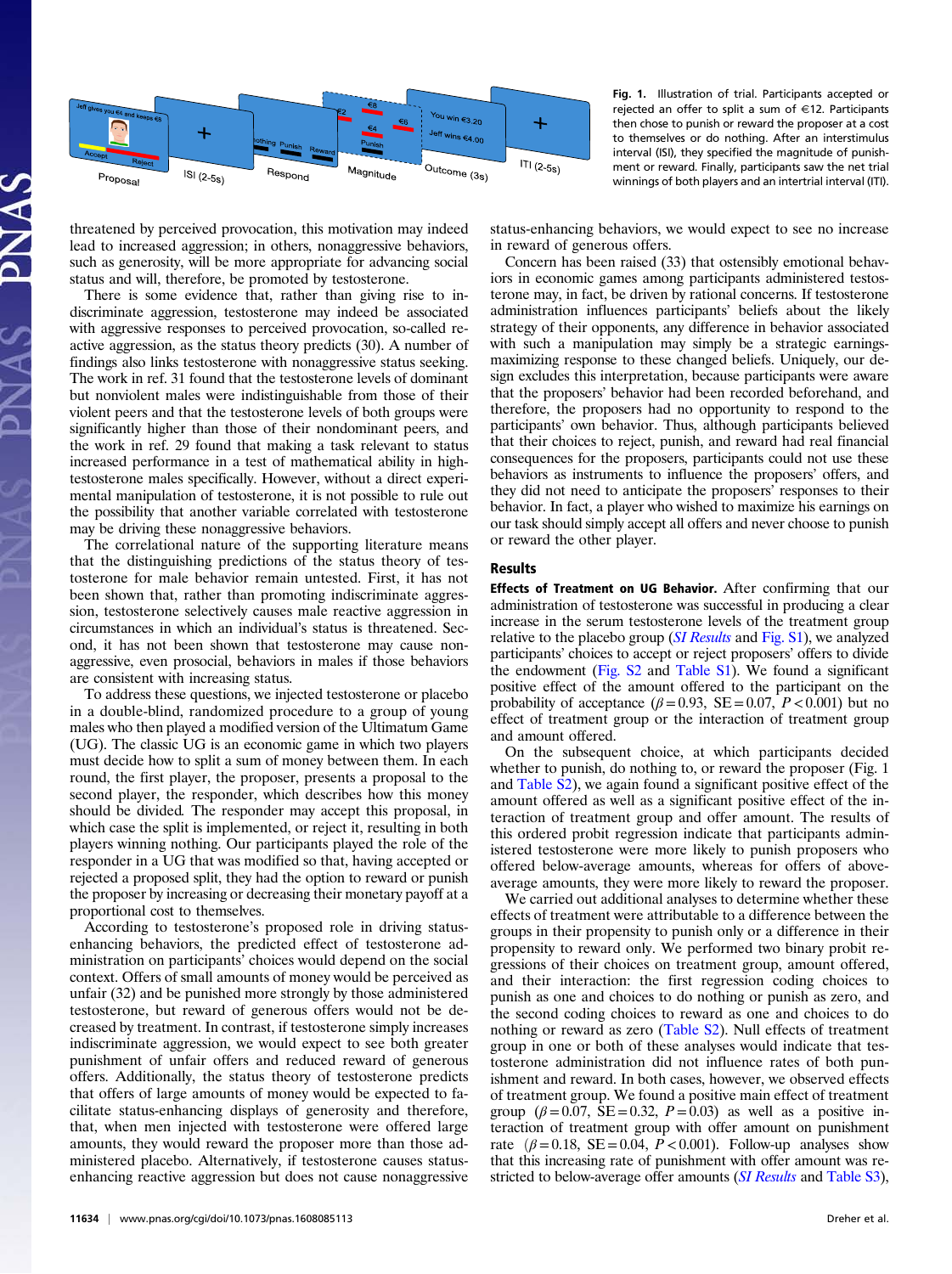Proposal

Jeff gives you €6 and keeps €6

Accept

Reject

ISI (2-5s)

Respond

nothing Punish Reward

Magnitude

€2 €8 €4 €6

Punish

Outcome (3s)

You win €3.20

Jeff wins €4.00

ITI (2-5s)

**Fig. 1.** Illustration of trial. Participants accepted or rejected an offer to split a sum of €12. Participants then chose to punish or reward the proposer at a cost to themselves or do nothing. After an interstimulus interval (ISI), they specified the magnitude of punishment or reward. Finally, participants saw the net trial winnings of both players and an intertrial interval (ITI).

threatened by perceived provocation, this motivation may indeed lead to increased aggression; in others, nonaggressive behaviors, such as generosity, will be more appropriate for advancing social status and will, therefore, be promoted by testosterone.

There is some evidence that, rather than giving rise to indiscriminate aggression, testosterone may indeed be associated with aggressive responses to perceived provocation, so-called reactive aggression, as the status theory predicts (30). A number of findings also links testosterone with nonaggressive status seeking. The work in ref. 31 found that the testosterone levels of dominant but nonviolent males were indistinguishable from those of their violent peers and that the testosterone levels of both groups were significantly higher than those of their nondominant peers, and the work in ref. 29 found that making a task relevant to status increased performance in a test of mathematical ability in high-testosterone males specifically. However, without a direct experimental manipulation of testosterone, it is not possible to rule out the possibility that another variable correlated with testosterone may be driving these nonaggressive behaviors.

The correlational nature of the supporting literature means that the distinguishing predictions of the status theory of testosterone for male behavior remain untested. First, it has not been shown that, rather than promoting indiscriminate aggression, testosterone selectively causes male reactive aggression in circumstances in which an individual's status is threatened. Second, it has not been shown that testosterone may cause nonaggressive, even prosocial, behaviors in males if those behaviors are consistent with increasing status.

To address these questions, we injected testosterone or placebo in a double-blind, randomized procedure to a group of young males who then played a modified version of the Ultimatum Game (UG). The classic UG is an economic game in which two players must decide how to split a sum of money between them. In each round, the first player, the proposer, presents a proposal to the second player, the responder, which describes how this money should be divided. The responder may accept this proposal, in which case the split is implemented, or reject it, resulting in both players winning nothing. Our participants played the role of the responder in a UG that was modified so that, having accepted or rejected a proposed split, they had the option to reward or punish the proposer by increasing or decreasing their monetary payoff at a proportional cost to themselves.

According to testosterone's proposed role in driving status-enhancing behaviors, the predicted effect of testosterone administration on participants' choices would depend on the social context. Offers of small amounts of money would be perceived as unfair (32) and be punished more strongly by those administered testosterone, but reward of generous offers would not be decreased by treatment. In contrast, if testosterone simply increases indiscriminate aggression, we would expect to see both greater punishment of unfair offers and reduced reward of generous offers. Additionally, the status theory of testosterone predicts that offers of large amounts of money would be expected to facilitate status-enhancing displays of generosity and therefore, that, when men injected with testosterone were offered large amounts, they would reward the proposer more than those administered placebo. Alternatively, if testosterone causes status-enhancing reactive aggression but does not cause nonaggressive status-enhancing behaviors, we would expect to see no increase in reward of generous offers.

Concern has been raised (33) that ostensibly emotional behaviors in economic games among participants administered testosterone may, in fact, be driven by rational concerns. If testosterone administration influences participants' beliefs about the likely strategy of their opponents, any difference in behavior associated with such a manipulation may simply be a strategic earnings-maximizing response to these changed beliefs. Uniquely, our design excludes this interpretation, because participants were aware that the proposers' behavior had been recorded beforehand, and therefore, the proposers had no opportunity to respond to the participants' own behavior. Thus, although participants believed that their choices to reject, punish, and reward had real financial consequences for the proposers, participants could not use these behaviors as instruments to influence the proposers' offers, and they did not need to anticipate the proposers' responses to their behavior. In fact, a player who wished to maximize his earnings on our task should simply accept all offers and never choose to punish or reward the other player.

## Results

**Effects of Treatment on UG Behavior.** After confirming that our administration of testosterone was successful in producing a clear increase in the serum testosterone levels of the treatment group relative to the placebo group (*SI Results* and Fig. S1), we analyzed participants' choices to accept or reject proposers' offers to divide the endowment (Fig. S2 and Table S1). We found a significant positive effect of the amount offered to the participant on the probability of acceptance ($\beta = 0.93$, $SE = 0.07$, $P < 0.001$) but no effect of treatment group or the interaction of treatment group and amount offered.

On the subsequent choice, at which participants decided whether to punish, do nothing to, or reward the proposer (Fig. 1 and Table S2), we again found a significant positive effect of the amount offered as well as a significant positive effect of the interaction of treatment group and offer amount. The results of this ordered probit regression indicate that participants administered testosterone were more likely to punish proposers who offered below-average amounts, whereas for offers of above-average amounts, they were more likely to reward the proposer.

We carried out additional analyses to determine whether these effects of treatment were attributable to a difference between the groups in their propensity to punish only or a difference in their propensity to reward only. We performed two binary probit regressions of their choices on treatment group, amount offered, and their interaction: the first regression coding choices to punish as one and choices to do nothing or punish as zero, and the second coding choices to reward as one and choices to do nothing or reward as zero (Table S2). Null effects of treatment group in one or both of these analyses would indicate that testosterone administration did not influence rates of both punishment and reward. In both cases, however, we observed effects of treatment group. We found a positive main effect of treatment group ($\beta = 0.07$, $SE = 0.32$, $P = 0.03$) as well as a positive interaction of treatment group with offer amount on punishment rate ($\beta = 0.18$, $SE = 0.04$, $P < 0.001$). Follow-up analyses show that this increasing rate of punishment with offer amount was restricted to below-average offer amounts (*SI Results* and Table S3),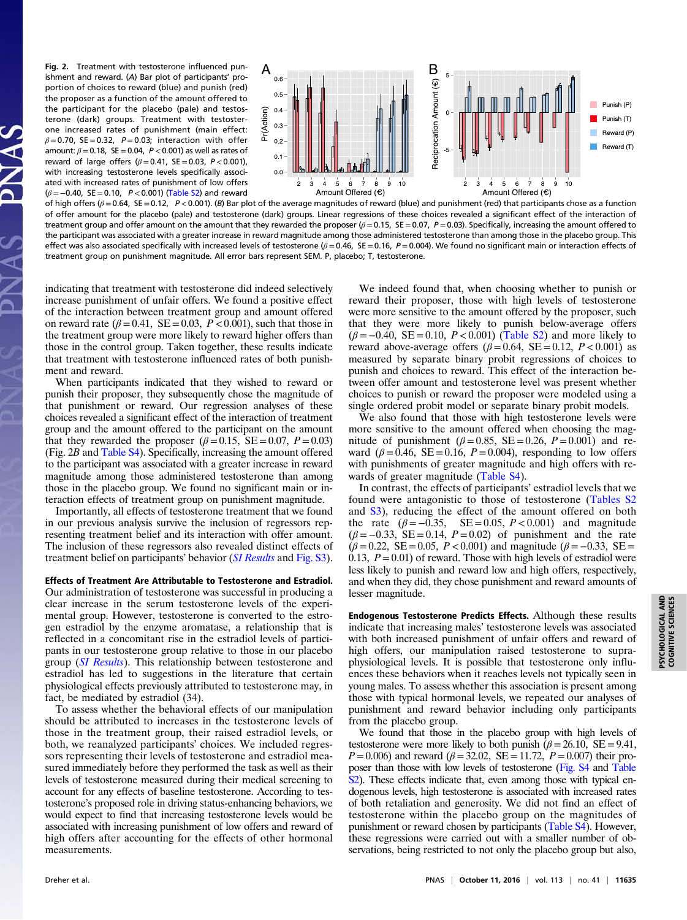**Fig. 2.** Treatment with testosterone influenced punishment and reward. (*A*) Bar plot of participants' proportion of choices to reward (blue) and punish (red) the proposer as a function of the amount offered to the participant for the placebo (pale) and testosterone (dark) groups. Treatment with testosterone increased rates of punishment (main effect: $\beta = 0.70$, SE = 0.32, $P = 0.03$; interaction with offer amount: $\beta = 0.18$, SE = 0.04, $P < 0.001$) as well as rates of reward of large offers ($\beta = 0.41$, SE = 0.03, $P < 0.001$), with increasing testosterone levels specifically associated with increased rates of punishment of low offers ($\beta = -0.40$, SE = 0.10, $P < 0.001$) (Table S2) and reward of high offers ($\beta = 0.64$, SE = 0.12, $P < 0.001$). (*B*) Bar plot of the average magnitudes of reward (blue) and punishment (red) that participants chose as a function of offer amount for the placebo (pale) and testosterone (dark) groups. Linear regressions of these choices revealed a significant effect of the interaction of treatment group and offer amount on the amount that they rewarded the proposer ($\beta = 0.15$, SE = 0.07, $P = 0.03$). Specifically, increasing the amount offered to the participant was associated with a greater increase in reward magnitude among those administered testosterone than among those in the placebo group. This effect was also associated specifically with increased levels of testosterone ($\beta = 0.46$, SE = 0.16, $P = 0.004$). We found no significant main or interaction effects of treatment group on punishment magnitude. All error bars represent SEM. P, placebo; T, testosterone.

indicating that treatment with testosterone did indeed selectively increase punishment of unfair offers. We found a positive effect of the interaction between treatment group and amount offered on reward rate ($\beta = 0.41$, SE = 0.03, $P < 0.001$), such that those in the treatment group were more likely to reward higher offers than those in the control group. Taken together, these results indicate that treatment with testosterone influenced rates of both punishment and reward.

When participants indicated that they wished to reward or punish their proposer, they subsequently chose the magnitude of that punishment or reward. Our regression analyses of these choices revealed a significant effect of the interaction of treatment group and the amount offered to the participant on the amount that they rewarded the proposer ($\beta = 0.15$, SE = 0.07, $P = 0.03$) (Fig. 2*B* and Table S4). Specifically, increasing the amount offered to the participant was associated with a greater increase in reward magnitude among those administered testosterone than among those in the placebo group. We found no significant main or interaction effects of treatment group on punishment magnitude.

Importantly, all effects of testosterone treatment that we found in our previous analysis survive the inclusion of regressors representing treatment belief and its interaction with offer amount. The inclusion of these regressors also revealed distinct effects of treatment belief on participants' behavior (*SI Results* and Fig. S3).

**Effects of Treatment Are Attributable to Testosterone and Estradiol.** Our administration of testosterone was successful in producing a clear increase in the serum testosterone levels of the experimental group. However, testosterone is converted to the estrogen estradiol by the enzyme aromatase, a relationship that is reflected in a concomitant rise in the estradiol levels of participants in our testosterone group relative to those in our placebo group (*SI Results*). This relationship between testosterone and estradiol has led to suggestions in the literature that certain physiological effects previously attributed to testosterone may, in fact, be mediated by estradiol (34).

To assess whether the behavioral effects of our manipulation should be attributed to increases in the testosterone levels of those in the treatment group, their raised estradiol levels, or both, we reanalyzed participants' choices. We included regressors representing their levels of testosterone and estradiol measured immediately before they performed the task as well as their levels of testosterone measured during their medical screening to account for any effects of baseline testosterone. According to testosterone's proposed role in driving status-enhancing behaviors, we would expect to find that increasing testosterone levels would be associated with increasing punishment of low offers and reward of high offers after accounting for the effects of other hormonal measurements.

We indeed found that, when choosing whether to punish or reward their proposer, those with high levels of testosterone were more sensitive to the amount offered by the proposer, such that they were more likely to punish below-average offers ($\beta = -0.40$, SE = 0.10, $P < 0.001$) (Table S2) and more likely to reward above-average offers ($\beta = 0.64$, SE = 0.12, $P < 0.001$) as measured by separate binary probit regressions of choices to punish and choices to reward. This effect of the interaction between offer amount and testosterone level was present whether choices to punish or reward the proposer were modeled using a single ordered probit model or separate binary probit models.

We also found that those with high testosterone levels were more sensitive to the amount offered when choosing the magnitude of punishment ($\beta = 0.85$, SE = 0.26, $P = 0.001$) and reward ($\beta = 0.46$, SE = 0.16, $P = 0.004$), responding to low offers with punishments of greater magnitude and high offers with rewards of greater magnitude (Table S4).

In contrast, the effects of participants' estradiol levels that we found were antagonistic to those of testosterone (Tables S2 and S3), reducing the effect of the amount offered on both the rate ($\beta = -0.35$, SE = 0.05, $P < 0.001$) and magnitude ($\beta = -0.33$, SE = 0.14, $P = 0.02$) of punishment and the rate ($\beta = 0.22$, SE = 0.05, $P < 0.001$) and magnitude ($\beta = -0.33$, SE = 0.13, $P = 0.01$) of reward. Those with high levels of estradiol were less likely to punish and reward low and high offers, respectively, and when they did, they chose punishment and reward amounts of lesser magnitude.

**Endogenous Testosterone Predicts Effects.** Although these results indicate that increasing males' testosterone levels was associated with both increased punishment of unfair offers and reward of high offers, our manipulation raised testosterone to supraphysiological levels. It is possible that testosterone only influences these behaviors when it reaches levels not typically seen in young males. To assess whether this association is present among those with typical hormonal levels, we repeated our analyses of punishment and reward behavior including only participants from the placebo group.

We found that those in the placebo group with high levels of testosterone were more likely to both punish ($\beta = 26.10$, SE = 9.41, $P = 0.006$) and reward ($\beta = 32.02$, SE = 11.72, $P = 0.007$) their proposer than those with low levels of testosterone (Fig. S4 and Table S2). These effects indicate that, even among those with typical endogenous levels, high testosterone is associated with increased rates of both retaliation and generosity. We did not find an effect of testosterone within the placebo group on the magnitudes of punishment or reward chosen by participants (Table S4). However, these regressions were carried out with a smaller number of observations, being restricted to not only the placebo group but also,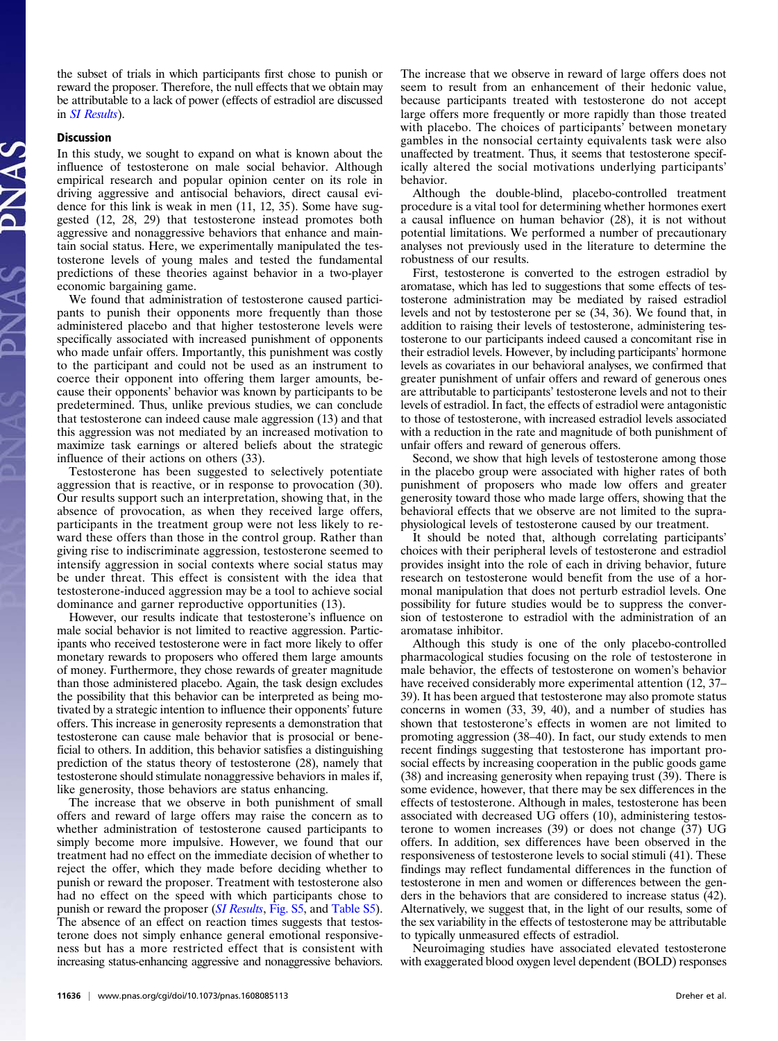the subset of trials in which participants first chose to punish or reward the proposer. Therefore, the null effects that we obtain may be attributable to a lack of power (effects of estradiol are discussed in *SI Results*).

## Discussion

In this study, we sought to expand on what is known about the influence of testosterone on male social behavior. Although empirical research and popular opinion center on its role in driving aggressive and antisocial behaviors, direct causal evidence for this link is weak in men (11, 12, 35). Some have suggested (12, 28, 29) that testosterone instead promotes both aggressive and nonaggressive behaviors that enhance and maintain social status. Here, we experimentally manipulated the testosterone levels of young males and tested the fundamental predictions of these theories against behavior in a two-player economic bargaining game.

We found that administration of testosterone caused participants to punish their opponents more frequently than those administered placebo and that higher testosterone levels were specifically associated with increased punishment of opponents who made unfair offers. Importantly, this punishment was costly to the participant and could not be used as an instrument to coerce their opponent into offering them larger amounts, because their opponents' behavior was known by participants to be predetermined. Thus, unlike previous studies, we can conclude that testosterone can indeed cause male aggression (13) and that this aggression was not mediated by an increased motivation to maximize task earnings or altered beliefs about the strategic influence of their actions on others (33).

Testosterone has been suggested to selectively potentiate aggression that is reactive, or in response to provocation (30). Our results support such an interpretation, showing that, in the absence of provocation, as when they received large offers, participants in the treatment group were not less likely to reward these offers than those in the control group. Rather than giving rise to indiscriminate aggression, testosterone seemed to intensify aggression in social contexts where social status may be under threat. This effect is consistent with the idea that testosterone-induced aggression may be a tool to achieve social dominance and garner reproductive opportunities (13).

However, our results indicate that testosterone's influence on male social behavior is not limited to reactive aggression. Participants who received testosterone were in fact more likely to offer monetary rewards to proposers who offered them large amounts of money. Furthermore, they chose rewards of greater magnitude than those administered placebo. Again, the task design excludes the possibility that this behavior can be interpreted as being motivated by a strategic intention to influence their opponents' future offers. This increase in generosity represents a demonstration that testosterone can cause male behavior that is prosocial or beneficial to others. In addition, this behavior satisfies a distinguishing prediction of the status theory of testosterone (28), namely that testosterone should stimulate nonaggressive behaviors in males if, like generosity, those behaviors are status enhancing.

The increase that we observe in both punishment of small offers and reward of large offers may raise the concern as to whether administration of testosterone caused participants to simply become more impulsive. However, we found that our treatment had no effect on the immediate decision of whether to reject the offer, which they made before deciding whether to punish or reward the proposer. Treatment with testosterone also had no effect on the speed with which participants chose to punish or reward the proposer (*SI Results*, Fig. S5, and Table S5). The absence of an effect on reaction times suggests that testosterone does not simply enhance general emotional responsiveness but has a more restricted effect that is consistent with increasing status-enhancing aggressive and nonaggressive behaviors. The increase that we observe in reward of large offers does not seem to result from an enhancement of their hedonic value, because participants treated with testosterone do not accept large offers more frequently or more rapidly than those treated with placebo. The choices of participants' between monetary gambles in the nonsocial certainty equivalents task were also unaffected by treatment. Thus, it seems that testosterone specifically altered the social motivations underlying participants' behavior.

Although the double-blind, placebo-controlled treatment procedure is a vital tool for determining whether hormones exert a causal influence on human behavior (28), it is not without potential limitations. We performed a number of precautionary analyses not previously used in the literature to determine the robustness of our results.

First, testosterone is converted to the estrogen estradiol by aromatase, which has led to suggestions that some effects of testosterone administration may be mediated by raised estradiol levels and not by testosterone per se (34, 36). We found that, in addition to raising their levels of testosterone, administering testosterone to our participants indeed caused a concomitant rise in their estradiol levels. However, by including participants' hormone levels as covariates in our behavioral analyses, we confirmed that greater punishment of unfair offers and reward of generous ones are attributable to participants' testosterone levels and not to their levels of estradiol. In fact, the effects of estradiol were antagonistic to those of testosterone, with increased estradiol levels associated with a reduction in the rate and magnitude of both punishment of unfair offers and reward of generous offers.

Second, we show that high levels of testosterone among those in the placebo group were associated with higher rates of both punishment of proposers who made low offers and greater generosity toward those who made large offers, showing that the behavioral effects that we observe are not limited to the supraphysiological levels of testosterone caused by our treatment.

It should be noted that, although correlating participants' choices with their peripheral levels of testosterone and estradiol provides insight into the role of each in driving behavior, future research on testosterone would benefit from the use of a hormonal manipulation that does not perturb estradiol levels. One possibility for future studies would be to suppress the conversion of testosterone to estradiol with the administration of an aromatase inhibitor.

Although this study is one of the only placebo-controlled pharmacological studies focusing on the role of testosterone in male behavior, the effects of testosterone on women's behavior have received considerably more experimental attention (12, 37–39). It has been argued that testosterone may also promote status concerns in women (33, 39, 40), and a number of studies has shown that testosterone's effects in women are not limited to promoting aggression (38–40). In fact, our study extends to men recent findings suggesting that testosterone has important prosocial effects by increasing cooperation in the public goods game (38) and increasing generosity when repaying trust (39). There is some evidence, however, that there may be sex differences in the effects of testosterone. Although in males, testosterone has been associated with decreased UG offers (10), administering testosterone to women increases (39) or does not change (37) UG offers. In addition, sex differences have been observed in the responsiveness of testosterone levels to social stimuli (41). These findings may reflect fundamental differences in the function of testosterone in men and women or differences between the genders in the behaviors that are considered to increase status (42). Alternatively, we suggest that, in the light of our results, some of the sex variability in the effects of testosterone may be attributable to typically unmeasured effects of estradiol.

Neuroimaging studies have associated elevated testosterone with exaggerated blood oxygen level dependent (BOLD) responses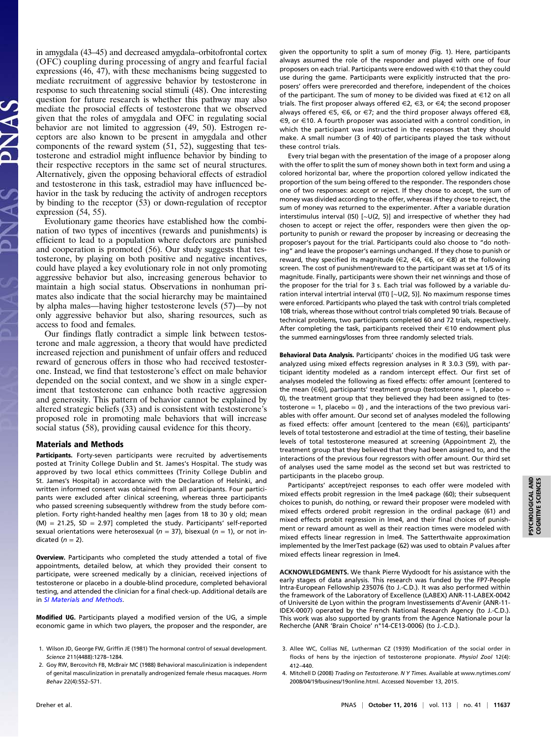in amygdala (43–45) and decreased amygdala–orbitofrontal cortex (OFC) coupling during processing of angry and fearful facial expressions (46, 47), with these mechanisms being suggested to mediate recruitment of aggressive behavior by testosterone in response to such threatening social stimuli (48). One interesting question for future research is whether this pathway may also mediate the prosocial effects of testosterone that we observed given that the roles of amygdala and OFC in regulating social behavior are not limited to aggression (49, 50). Estrogen receptors are also known to be present in amygdala and other components of the reward system (51, 52), suggesting that testosterone and estradiol might influence behavior by binding to their respective receptors in the same set of neural structures. Alternatively, given the opposing behavioral effects of estradiol and testosterone in this task, estradiol may have influenced behavior in the task by reducing the activity of androgen receptors by binding to the receptor (53) or down-regulation of receptor expression (54, 55).

Evolutionary game theories have established how the combination of two types of incentives (rewards and punishments) is efficient to lead to a population where defectors are punished and cooperation is promoted (56). Our study suggests that testosterone, by playing on both positive and negative incentives, could have played a key evolutionary role in not only promoting aggressive behavior but also, increasing generous behavior to maintain a high social status. Observations in nonhuman primates also indicate that the social hierarchy may be maintained by alpha males—having higher testosterone levels (57)—by not only aggressive behavior but also, sharing resources, such as access to food and females.

Our findings flatly contradict a simple link between testosterone and male aggression, a theory that would have predicted increased rejection and punishment of unfair offers and reduced reward of generous offers in those who had received testosterone. Instead, we find that testosterone's effect on male behavior depended on the social context, and we show in a single experiment that testosterone can enhance both reactive aggression and generosity. This pattern of behavior cannot be explained by altered strategic beliefs (33) and is consistent with testosterone's proposed role in promoting male behaviors that will increase social status (58), providing causal evidence for this theory.

## Materials and Methods

**Participants.** Forty-seven participants were recruited by advertisements posted at Trinity College Dublin and St. James's Hospital. The study was approved by two local ethics committees (Trinity College Dublin and St. James's Hospital) in accordance with the Declaration of Helsinki, and written informed consent was obtained from all participants. Four participants were excluded after clinical screening, whereas three participants who passed screening subsequently withdrew from the study before completion. Forty right-handed healthy men [ages from 18 to 30 y old; mean (M) = 21.25, SD = 2.97] completed the study. Participants' self-reported sexual orientations were heterosexual ($n$ = 37), bisexual ($n$ = 1), or not indicated ($n$ = 2).

**Overview.** Participants who completed the study attended a total of five appointments, detailed below, at which they provided their consent to participate, were screened medically by a clinician, received injections of testosterone or placebo in a double-blind procedure, completed behavioral testing, and attended the clinician for a final check-up. Additional details are in *SI Materials and Methods*.

**Modified UG.** Participants played a modified version of the UG, a simple economic game in which two players, the proposer and the responder, are given the opportunity to split a sum of money (Fig. 1). Here, participants always assumed the role of the responder and played with one of four proposers on each trial. Participants were endowed with €10 that they could use during the game. Participants were explicitly instructed that the proposers' offers were prerecorded and therefore, independent of the choices of the participant. The sum of money to be divided was fixed at €12 on all trials. The first proposer always offered €2, €3, or €4; the second proposer always offered €5, €6, or €7; and the third proposer always offered €8, €9, or €10. A fourth proposer was associated with a control condition, in which the participant was instructed in the responses that they should make. A small number (3 of 40) of participants played the task without these control trials.

Every trial began with the presentation of the image of a proposer along with the offer to split the sum of money shown both in text form and using a colored horizontal bar, where the proportion colored yellow indicated the proportion of the sum being offered to the responder. The responders chose one of two responses: accept or reject. If they chose to accept, the sum of money was divided according to the offer, whereas if they chose to reject, the sum of money was returned to the experimenter. After a variable duration interstimulus interval (ISI) [~U(2, 5)] and irrespective of whether they had chosen to accept or reject the offer, responders were then given the opportunity to punish or reward the proposer by increasing or decreasing the proposer's payout for the trial. Participants could also choose to "do nothing" and leave the proposer's earnings unchanged. If they chose to punish or reward, they specified its magnitude (€2, €4, €6, or €8) at the following screen. The cost of punishment/reward to the participant was set at 1/5 of its magnitude. Finally, participants were shown their net winnings and those of the proposer for the trial for 3 s. Each trial was followed by a variable duration interval intertrial interval (ITI) [~U(2, 5)]. No maximum response times were enforced. Participants who played the task with control trials completed 108 trials, whereas those without control trials completed 90 trials. Because of technical problems, two participants completed 60 and 72 trials, respectively. After completing the task, participants received their €10 endowment plus the summed earnings/losses from three randomly selected trials.

**Behavioral Data Analysis.** Participants' choices in the modified UG task were analyzed using mixed effects regression analyses in R 3.0.3 (59), with participant identity modeled as a random intercept effect. Our first set of analyses modeled the following as fixed effects: offer amount [centered to the mean (€6)], participants' treatment group (testosterone = 1, placebo = 0), the treatment group that they believed they had been assigned to (testosterone = 1, placebo = 0) , and the interactions of the two previous variables with offer amount. Our second set of analyses modeled the following as fixed effects: offer amount [centered to the mean (€6)], participants' levels of total testosterone and estradiol at the time of testing, their baseline levels of total testosterone measured at screening (Appointment 2), the treatment group that they believed that they had been assigned to, and the interactions of the previous four regressors with offer amount. Our third set of analyses used the same model as the second set but was restricted to participants in the placebo group.

Participants' accept/reject responses to each offer were modeled with mixed effects probit regression in the lme4 package (60); their subsequent choices to punish, do nothing, or reward their proposer were modeled with mixed effects ordered probit regression in the ordinal package (61) and mixed effects probit regression in lme4, and their final choices of punishment or reward amount as well as their reaction times were modeled with mixed effects linear regression in lme4. The Satterthwaite approximation implemented by the lmerTest package (62) was used to obtain $P$ values after mixed effects linear regression in lme4.

**ACKNOWLEDGMENTS.** We thank Pierre Wydoodt for his assistance with the early stages of data analysis. This research was funded by the FP7-People Intra-European Fellowship 235076 (to J.-C.D.). It was also performed within the framework of the Laboratory of Excellence (LABEX) ANR-11-LABEX-0042 of Université de Lyon within the program Investissements d'Avenir (ANR-11-IDEX-0007) operated by the French National Research Agency (to J.-C.D.). This work was also supported by grants from the Agence Nationale pour la Recherche (ANR 'Brain Choice' n°14-CE13-0006) (to J.-C.D.).

1. Wilson JD, George FW, Griffin JE (1981) The hormonal control of sexual development. *Science* 211(4488):1278–1284.
2. Goy RW, Bercovitch FB, McBrair MC (1988) Behavioral masculinization is independent of genital masculinization in prenatally androgenized female rhesus macaques. *Horm Behav* 22(4):552–571.
3. Allee WC, Collias NE, Lutherman CZ (1939) Modification of the social order in flocks of hens by the injection of testosterone propionate. *Physiol Zool* 12(4): 412–440.
4. Mitchell D (2008) *Trading on Testosterone. N Y Times.* Available at www.nytimes.com/2008/04/19/business/19online.html. Accessed November 13, 2015.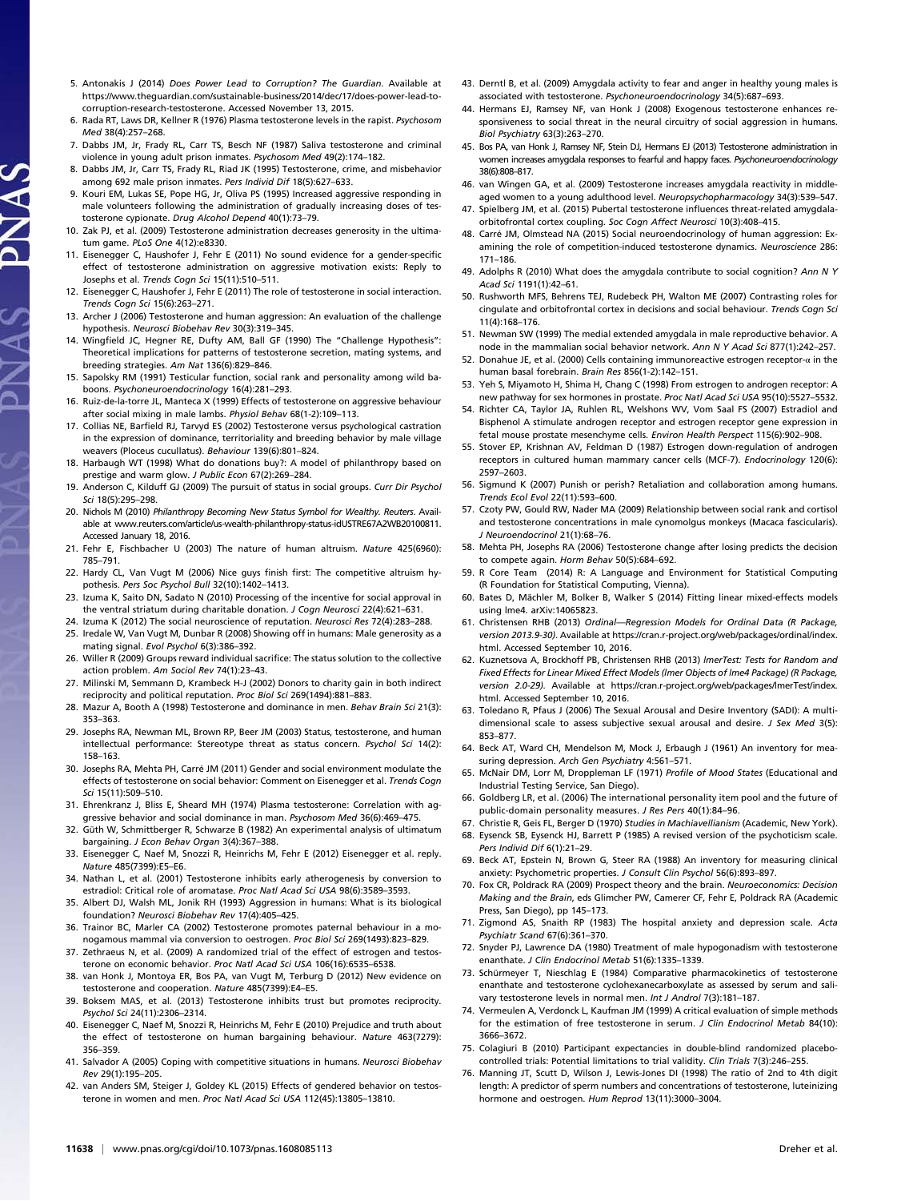5. Antonakis J (2014) *Does Power Lead to Corruption? The Guardian*. Available at https://www.theguardian.com/sustainable-business/2014/dec/17/does-power-lead-to-corruption-research-testosterone. Accessed November 13, 2015.
6. Rada RT, Laws DR, Kellner R (1976) Plasma testosterone levels in the rapist. *Psychosom Med* 38(4):257–268.
7. Dabbs JM, Jr, Frady RL, Carr TS, Besch NF (1987) Saliva testosterone and criminal violence in young adult prison inmates. *Psychosom Med* 49(2):174–182.
8. Dabbs JM, Jr, Carr TS, Frady RL, Riad JK (1995) Testosterone, crime, and misbehavior among 692 male prison inmates. *Pers Individ Dif* 18(5):627–633.
9. Kouri EM, Lukas SE, Pope HG, Jr, Oliva PS (1995) Increased aggressive responding in male volunteers following the administration of gradually increasing doses of testosterone cypionate. *Drug Alcohol Depend* 40(1):73–79.
10. Zak PJ, et al. (2009) Testosterone administration decreases generosity in the ultimatum game. *PLoS One* 4(12):e8330.
11. Eisenegger C, Haushofer J, Fehr E (2011) No sound evidence for a gender-specific effect of testosterone administration on aggressive motivation exists: Reply to Josephs et al. *Trends Cogn Sci* 15(11):510–511.
12. Eisenegger C, Haushofer J, Fehr E (2011) The role of testosterone in social interaction. *Trends Cogn Sci* 15(6):263–271.
13. Archer J (2006) Testosterone and human aggression: An evaluation of the challenge hypothesis. *Neurosci Biobehav Rev* 30(3):319–345.
14. Wingfield JC, Hegner RE, Dufty AM, Ball GF (1990) The "Challenge Hypothesis": Theoretical implications for patterns of testosterone secretion, mating systems, and breeding strategies. *Am Nat* 136(6):829–846.
15. Sapolsky RM (1991) Testicular function, social rank and personality among wild baboons. *Psychoneuroendocrinology* 16(4):281–293.
16. Ruiz-de-la-torre JL, Manteca X (1999) Effects of testosterone on aggressive behaviour after social mixing in male lambs. *Physiol Behav* 68(1-2):109–113.
17. Collias NE, Barfield RJ, Tarvyd ES (2002) Testosterone versus psychological castration in the expression of dominance, territoriality and breeding behavior by male village weavers (Ploceus cucullatus). *Behaviour* 139(6):801–824.
18. Harbaugh WT (1998) What do donations buy?: A model of philanthropy based on prestige and warm glow. *J Public Econ* 67(2):269–284.
19. Anderson C, Kilduff GJ (2009) The pursuit of status in social groups. *Curr Dir Psychol Sci* 18(5):295–298.
20. Nichols M (2010) *Philanthropy Becoming New Status Symbol for Wealthy. Reuters*. Available at www.reuters.com/article/us-wealth-philanthropy-status-idUSTRE67A2WB20100811. Accessed January 18, 2016.
21. Fehr E, Fischbacher U (2003) The nature of human altruism. *Nature* 425(6960): 785–791.
22. Hardy CL, Van Vugt M (2006) Nice guys finish first: The competitive altruism hypothesis. *Pers Soc Psychol Bull* 32(10):1402–1413.
23. Izuma K, Saito DN, Sadato N (2010) Processing of the incentive for social approval in the ventral striatum during charitable donation. *J Cogn Neurosci* 22(4):621–631.
24. Izuma K (2012) The social neuroscience of reputation. *Neurosci Res* 72(4):283–288.
25. Iredale W, Van Vugt M, Dunbar R (2008) Showing off in humans: Male generosity as a mating signal. *Evol Psychol* 6(3):386–392.
26. Willer R (2009) Groups reward individual sacrifice: The status solution to the collective action problem. *Am Sociol Rev* 74(1):23–43.
27. Milinski M, Semmann D, Krambeck H-J (2002) Donors to charity gain in both indirect reciprocity and political reputation. *Proc Biol Sci* 269(1494):881–883.
28. Mazur A, Booth A (1998) Testosterone and dominance in men. *Behav Brain Sci* 21(3): 353–363.
29. Josephs RA, Newman ML, Brown RP, Beer JM (2003) Status, testosterone, and human intellectual performance: Stereotype threat as status concern. *Psychol Sci* 14(2): 158–163.
30. Josephs RA, Mehta PH, Carré JM (2011) Gender and social environment modulate the effects of testosterone on social behavior: Comment on Eisenegger et al. *Trends Cogn Sci* 15(11):509–510.
31. Ehrenkranz J, Bliss E, Sheard MH (1974) Plasma testosterone: Correlation with aggressive behavior and social dominance in man. *Psychosom Med* 36(6):469–475.
32. Güth W, Schmittberger R, Schwarze B (1982) An experimental analysis of ultimatum bargaining. *J Econ Behav Organ* 3(4):367–388.
33. Eisenegger C, Naef M, Snozzi R, Heinrichs M, Fehr E (2012) Eisenegger et al. reply. *Nature* 485(7399):E5–E6.
34. Nathan L, et al. (2001) Testosterone inhibits early atherogenesis by conversion to estradiol: Critical role of aromatase. *Proc Natl Acad Sci USA* 98(6):3589–3593.
35. Albert DJ, Walsh ML, Jonik RH (1993) Aggression in humans: What is its biological foundation? *Neurosci Biobehav Rev* 17(4):405–425.
36. Trainor BC, Marler CA (2002) Testosterone promotes paternal behaviour in a monogamous mammal via conversion to oestrogen. *Proc Biol Sci* 269(1493):823–829.
37. Zethraeus N, et al. (2009) A randomized trial of the effect of estrogen and testosterone on economic behavior. *Proc Natl Acad Sci USA* 106(16):6535–6538.
38. van Honk J, Montoya ER, Bos PA, van Vugt M, Terburg D (2012) New evidence on testosterone and cooperation. *Nature* 485(7399):E4–E5.
39. Boksem MAS, et al. (2013) Testosterone inhibits trust but promotes reciprocity. *Psychol Sci* 24(11):2306–2314.
40. Eisenegger C, Naef M, Snozzi R, Heinrichs M, Fehr E (2010) Prejudice and truth about the effect of testosterone on human bargaining behaviour. *Nature* 463(7279): 356–359.
41. Salvador A (2005) Coping with competitive situations in humans. *Neurosci Biobehav Rev* 29(1):195–205.
42. van Anders SM, Steiger J, Goldey KL (2015) Effects of gendered behavior on testosterone in women and men. *Proc Natl Acad Sci USA* 112(45):13805–13810.
43. Derntl B, et al. (2009) Amygdala activity to fear and anger in healthy young males is associated with testosterone. *Psychoneuroendocrinology* 34(5):687–693.
44. Hermans EJ, Ramsey NF, van Honk J (2008) Exogenous testosterone enhances responsiveness to social threat in the neural circuitry of social aggression in humans. *Biol Psychiatry* 63(3):263–270.
45. Bos PA, van Honk J, Ramsey NF, Stein DJ, Hermans EJ (2013) Testosterone administration in women increases amygdala responses to fearful and happy faces. *Psychoneuroendocrinology* 38(6):808–817.
46. van Wingen GA, et al. (2009) Testosterone increases amygdala reactivity in middle-aged women to a young adulthood level. *Neuropsychopharmacology* 34(3):539–547.
47. Spielberg JM, et al. (2015) Pubertal testosterone influences threat-related amygdala-orbitofrontal cortex coupling. *Soc Cogn Affect Neurosci* 10(3):408–415.
48. Carré JM, Olmstead NA (2015) Social neuroendocrinology of human aggression: Examining the role of competition-induced testosterone dynamics. *Neuroscience* 286: 171–186.
49. Adolphs R (2010) What does the amygdala contribute to social cognition? *Ann N Y Acad Sci* 1191(1):42–61.
50. Rushworth MFS, Behrens TEJ, Rudebeck PH, Walton ME (2007) Contrasting roles for cingulate and orbitofrontal cortex in decisions and social behaviour. *Trends Cogn Sci* 11(4):168–176.
51. Newman SW (1999) The medial extended amygdala in male reproductive behavior. A node in the mammalian social behavior network. *Ann N Y Acad Sci* 877(1):242–257.
52. Donahue JE, et al. (2000) Cells containing immunoreactive estrogen receptor-α in the human basal forebrain. *Brain Res* 856(1-2):142–151.
53. Yeh S, Miyamoto H, Shima H, Chang C (1998) From estrogen to androgen receptor: A new pathway for sex hormones in prostate. *Proc Natl Acad Sci USA* 95(10):5527–5532.
54. Richter CA, Taylor JA, Ruhlen RL, Welshons WV, Vom Saal FS (2007) Estradiol and Bisphenol A stimulate androgen receptor and estrogen receptor gene expression in fetal mouse prostate mesenchyme cells. *Environ Health Perspect* 115(6):902–908.
55. Stover EP, Krishnan AV, Feldman D (1987) Estrogen down-regulation of androgen receptors in cultured human mammary cancer cells (MCF-7). *Endocrinology* 120(6): 2597–2603.
56. Sigmund K (2007) Punish or perish? Retaliation and collaboration among humans. *Trends Ecol Evol* 22(11):593–600.
57. Czoty PW, Gould RW, Nader MA (2009) Relationship between social rank and cortisol and testosterone concentrations in male cynomolgus monkeys (Macaca fascicularis). *J Neuroendocrinol* 21(1):68–76.
58. Mehta PH, Josephs RA (2006) Testosterone change after losing predicts the decision to compete again. *Horm Behav* 50(5):684–692.
59. R Core Team (2014) R: A Language and Environment for Statistical Computing (R Foundation for Statistical Computing, Vienna).
60. Bates D, Mächler M, Bolker B, Walker S (2014) Fitting linear mixed-effects models using lme4. arXiv:14065823.
61. Christensen RHB (2013) *Ordinal—Regression Models for Ordinal Data (R Package, version 2013.9-30)*. Available at https://cran.r-project.org/web/packages/ordinal/index.html. Accessed September 10, 2016.
62. Kuznetsova A, Brockhoff PB, Christensen RHB (2013) *lmerTest: Tests for Random and Fixed Effects for Linear Mixed Effect Models (lmer Objects of lme4 Package) (R Package, version 2.0-29)*. Available at https://cran.r-project.org/web/packages/lmerTest/index.html. Accessed September 10, 2016.
63. Toledano R, Pfaus J (2006) The Sexual Arousal and Desire Inventory (SADI): A multidimensional scale to assess subjective sexual arousal and desire. *J Sex Med* 3(5): 853–877.
64. Beck AT, Ward CH, Mendelson M, Mock J, Erbaugh J (1961) An inventory for measuring depression. *Arch Gen Psychiatry* 4:561–571.
65. McNair DM, Lorr M, Droppleman LF (1971) *Profile of Mood States* (Educational and Industrial Testing Service, San Diego).
66. Goldberg LR, et al. (2006) The international personality item pool and the future of public-domain personality measures. *J Res Pers* 40(1):84–96.
67. Christie R, Geis FL, Berger D (1970) *Studies in Machiavellianism* (Academic, New York).
68. Eysenck SB, Eysenck HJ, Barrett P (1985) A revised version of the psychoticism scale. *Pers Individ Dif* 6(1):21–29.
69. Beck AT, Epstein N, Brown G, Steer RA (1988) An inventory for measuring clinical anxiety: Psychometric properties. *J Consult Clin Psychol* 56(6):893–897.
70. Fox CR, Poldrack RA (2009) Prospect theory and the brain. *Neuroeconomics: Decision Making and the Brain*, eds Glimcher PW, Camerer CF, Fehr E, Poldrack RA (Academic Press, San Diego), pp 145–173.
71. Zigmond AS, Snaith RP (1983) The hospital anxiety and depression scale. *Acta Psychiatr Scand* 67(6):361–370.
72. Snyder PJ, Lawrence DA (1980) Treatment of male hypogonadism with testosterone enanthate. *J Clin Endocrinol Metab* 51(6):1335–1339.
73. Schürmeyer T, Nieschlag E (1984) Comparative pharmacokinetics of testosterone enanthate and testosterone cyclohexanecarboxylate as assessed by serum and salivary testosterone levels in normal men. *Int J Androl* 7(3):181–187.
74. Vermeulen A, Verdonck L, Kaufman JM (1999) A critical evaluation of simple methods for the estimation of free testosterone in serum. *J Clin Endocrinol Metab* 84(10): 3666–3672.
75. Colagiuri B (2010) Participant expectancies in double-blind randomized placebo-controlled trials: Potential limitations to trial validity. *Clin Trials* 7(3):246–255.
76. Manning JT, Scutt D, Wilson J, Lewis-Jones DI (1998) The ratio of 2nd to 4th digit length: A predictor of sperm numbers and concentrations of testosterone, luteinizing hormone and oestrogen. *Hum Reprod* 13(11):3000–3004.